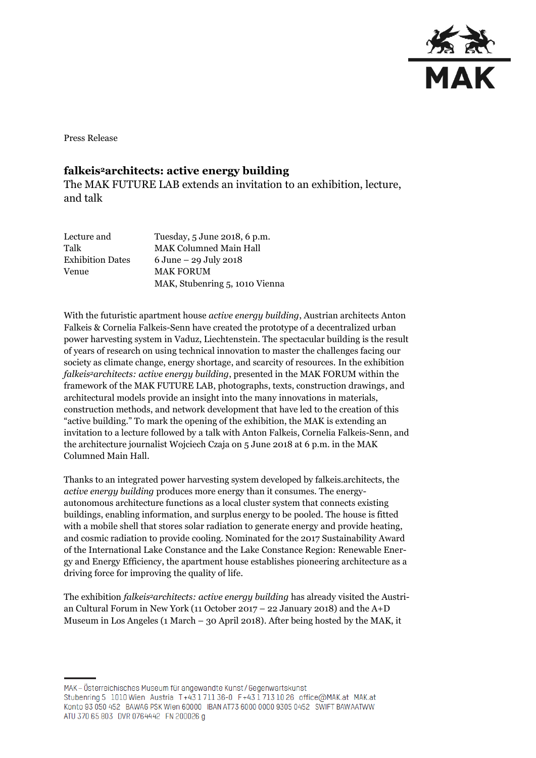Press Release

# falkeis²architects: active energy building

The MAK FUTURE LAB extends an invitation to an exhibition, lecture, and talk

| | |
|---|---|
| Lecture and Talk | Tuesday, 5 June 2018, 6 p.m. MAK Columned Main Hall |
| Exhibition Dates | 6 June – 29 July 2018 |
| Venue | MAK FORUM MAK, Stubenring 5, 1010 Vienna |

With the futuristic apartment house *active energy building*, Austrian architects Anton Falkeis & Cornelia Falkeis-Senn have created the prototype of a decentralized urban power harvesting system in Vaduz, Liechtenstein. The spectacular building is the result of years of research on using technical innovation to master the challenges facing our society as climate change, energy shortage, and scarcity of resources. In the exhibition *falkeis²architects: active energy building*, presented in the MAK FORUM within the framework of the MAK FUTURE LAB, photographs, texts, construction drawings, and architectural models provide an insight into the many innovations in materials, construction methods, and network development that have led to the creation of this "active building." To mark the opening of the exhibition, the MAK is extending an invitation to a lecture followed by a talk with Anton Falkeis, Cornelia Falkeis-Senn, and the architecture journalist Wojciech Czaja on 5 June 2018 at 6 p.m. in the MAK Columned Main Hall.

Thanks to an integrated power harvesting system developed by falkeis.architects, the *active energy building* produces more energy than it consumes. The energy-autonomous architecture functions as a local cluster system that connects existing buildings, enabling information, and surplus energy to be pooled. The house is fitted with a mobile shell that stores solar radiation to generate energy and provide heating, and cosmic radiation to provide cooling. Nominated for the 2017 Sustainability Award of the International Lake Constance and the Lake Constance Region: Renewable Energy and Energy Efficiency, the apartment house establishes pioneering architecture as a driving force for improving the quality of life.

The exhibition *falkeis²architects: active energy building* has already visited the Austrian Cultural Forum in New York (11 October 2017 – 22 January 2018) and the A+D Museum in Los Angeles (1 March – 30 April 2018). After being hosted by the MAK, it

MAK – Österreichisches Museum für angewandte Kunst / Gegenwartskunst
Stubenring 5 1010 Wien Austria T +43 1 711 36-0 F +43 1 713 10 26 office@MAK.at MAK.at
Konto 93 050 452 BAWAG PSK Wien 60000 IBAN AT73 6000 0000 9305 0452 SWIFT BAWAATWW
ATU 370 65 803 DVR 0764442 FN 200026 g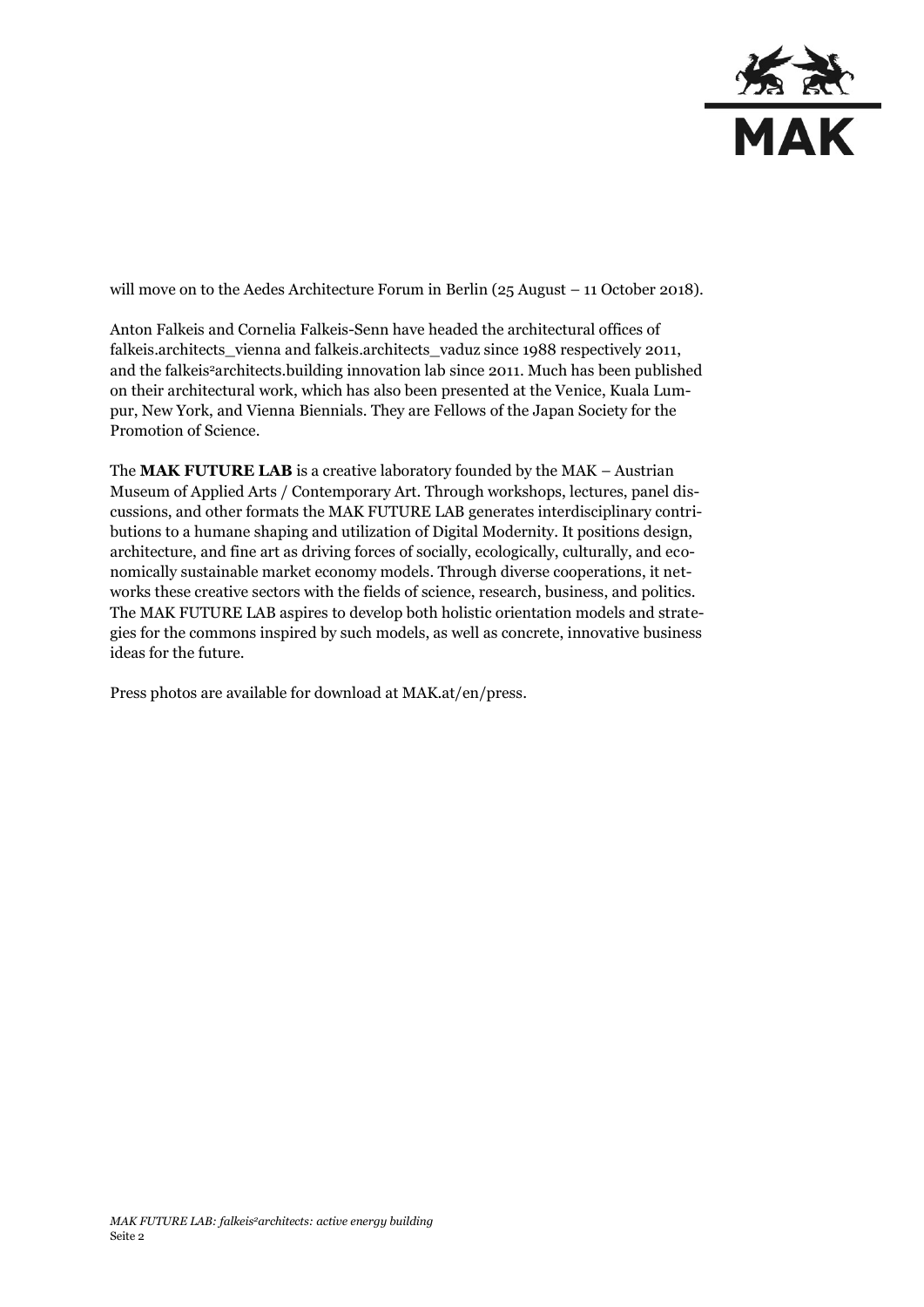will move on to the Aedes Architecture Forum in Berlin (25 August – 11 October 2018).

Anton Falkeis and Cornelia Falkeis-Senn have headed the architectural offices of falkeis.architects_vienna and falkeis.architects_vaduz since 1988 respectively 2011, and the falkeis²architects.building innovation lab since 2011. Much has been published on their architectural work, which has also been presented at the Venice, Kuala Lumpur, New York, and Vienna Biennials. They are Fellows of the Japan Society for the Promotion of Science.

The **MAK FUTURE LAB** is a creative laboratory founded by the MAK – Austrian Museum of Applied Arts / Contemporary Art. Through workshops, lectures, panel discussions, and other formats the MAK FUTURE LAB generates interdisciplinary contributions to a humane shaping and utilization of Digital Modernity. It positions design, architecture, and fine art as driving forces of socially, ecologically, culturally, and economically sustainable market economy models. Through diverse cooperations, it networks these creative sectors with the fields of science, research, business, and politics. The MAK FUTURE LAB aspires to develop both holistic orientation models and strategies for the commons inspired by such models, as well as concrete, innovative business ideas for the future.

Press photos are available for download at MAK.at/en/press.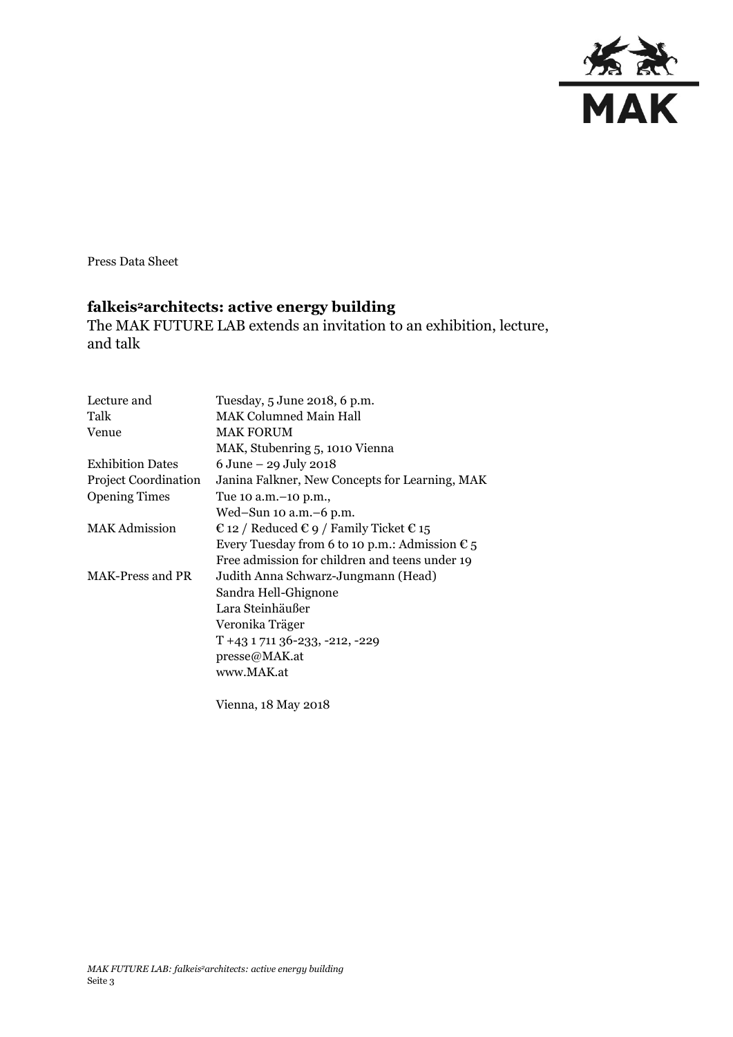Press Data Sheet

## falkeis²architects: active energy building

The MAK FUTURE LAB extends an invitation to an exhibition, lecture, and talk

| | |
|---|---|
| Lecture and Talk | Tuesday, 5 June 2018, 6 p.m.<br>MAK Columned Main Hall |
| Venue | MAK FORUM<br>MAK, Stubenring 5, 1010 Vienna |
| Exhibition Dates | 6 June – 29 July 2018 |
| Project Coordination | Janina Falkner, New Concepts for Learning, MAK |
| Opening Times | Tue 10 a.m.–10 p.m.,<br>Wed–Sun 10 a.m.–6 p.m. |
| MAK Admission | € 12 / Reduced € 9 / Family Ticket € 15<br>Every Tuesday from 6 to 10 p.m.: Admission € 5<br>Free admission for children and teens under 19 |
| MAK-Press and PR | Judith Anna Schwarz-Jungmann (Head)<br>Sandra Hell-Ghignone<br>Lara Steinhäußer<br>Veronika Träger<br>T +43 1 711 36-233, -212, -229<br>presse@MAK.at<br>www.MAK.at |

Vienna, 18 May 2018